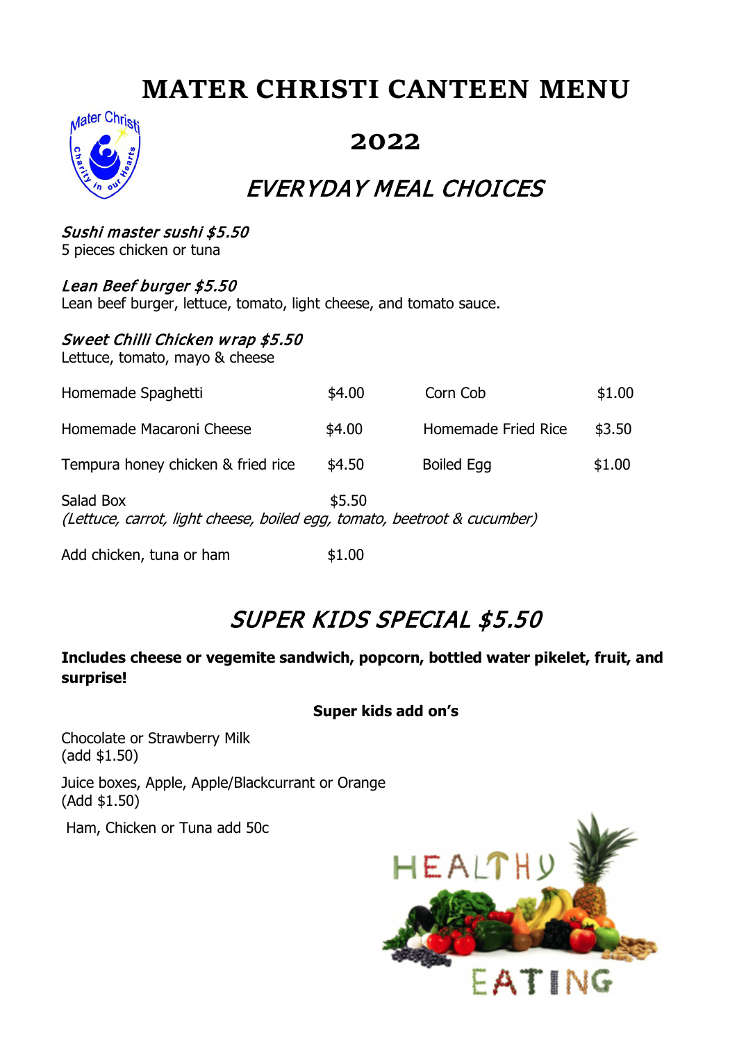# MATER CHRISTI CANTEEN MENU

## 2022

## *EVERYDAY MEAL CHOICES*

***Sushi master sushi $5.50***
5 pieces chicken or tuna

***Lean Beef burger $5.50***
Lean beef burger, lettuce, tomato, light cheese, and tomato sauce.

***Sweet Chilli Chicken wrap $5.50***
Lettuce, tomato, mayo & cheese

| | | | |
|---|---|---|---|
| Homemade Spaghetti | $4.00 | Corn Cob | $1.00 |
| Homemade Macaroni Cheese | $4.00 | Homemade Fried Rice | $3.50 |
| Tempura honey chicken & fried rice | $4.50 | Boiled Egg | $1.00 |

Salad Box $5.50
*(Lettuce, carrot, light cheese, boiled egg, tomato, beetroot & cucumber)*

Add chicken, tuna or ham $1.00

## *SUPER KIDS SPECIAL $5.50*

**Includes cheese or vegemite sandwich, popcorn, bottled water pikelet, fruit, and surprise!**

**Super kids add on's**

Chocolate or Strawberry Milk
(add $1.50)

Juice boxes, Apple, Apple/Blackcurrant or Orange
(Add $1.50)

Ham, Chicken or Tuna add 50c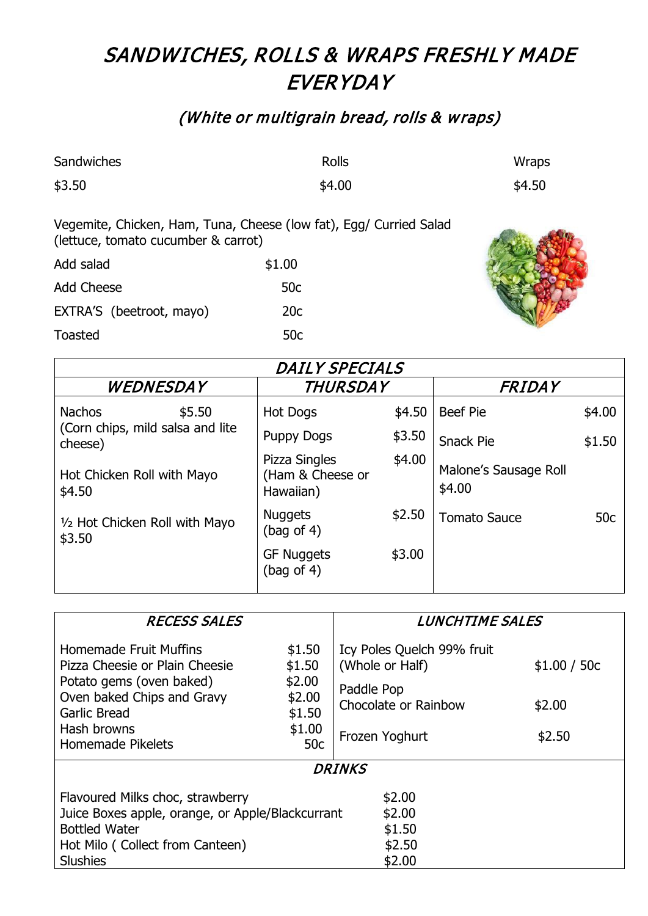# *SANDWICHES, ROLLS & WRAPS FRESHLY MADE EVERYDAY*

## *(White or multigrain bread, rolls & wraps)*

| Sandwiches | Rolls | Wraps |
|---|---|---|
| $3.50 | $4.00 | $4.50 |

Vegemite, Chicken, Ham, Tuna, Cheese (low fat), Egg/ Curried Salad (lettuce, tomato cucumber & carrot)

| | |
|---|---|
| Add salad | $1.00 |
| Add Cheese | 50c |
| EXTRA'S (beetroot, mayo) | 20c |
| Toasted | 50c |

## *DAILY SPECIALS*

| *WEDNESDAY* | | *THURSDAY* | | *FRIDAY* | |
|---|---|---|---|---|---|
| Nachos (Corn chips, mild salsa and lite cheese) | $5.50 | Hot Dogs | $4.50 | Beef Pie | $4.00 |
| Hot Chicken Roll with Mayo | $4.50 | Puppy Dogs | $3.50 | Snack Pie | $1.50 |
| ½ Hot Chicken Roll with Mayo | $3.50 | Pizza Singles (Ham & Cheese or Hawaiian) | $4.00 | Malone's Sausage Roll | $4.00 |
| | | Nuggets (bag of 4) | $2.50 | Tomato Sauce | 50c |
| | | GF Nuggets (bag of 4) | $3.00 | | |

| *RECESS SALES* | | *LUNCHTIME SALES* | |
|---|---|---|---|
| Homemade Fruit Muffins | $1.50 | Icy Poles Quelch 99% fruit (Whole or Half) | $1.00 / 50c |
| Pizza Cheesie or Plain Cheesie | $1.50 | Paddle Pop Chocolate or Rainbow | $2.00 |
| Potato gems (oven baked) | $2.00 | Frozen Yoghurt | $2.50 |
| Oven baked Chips and Gravy | $2.00 | | |
| Garlic Bread | $1.50 | | |
| Hash browns | $1.00 | | |
| Homemade Pikelets | 50c | | |

## *DRINKS*

| | |
|---|---|
| Flavoured Milks choc, strawberry | $2.00 |
| Juice Boxes apple, orange, or Apple/Blackcurrant | $2.00 |
| Bottled Water | $1.50 |
| Hot Milo ( Collect from Canteen) | $2.50 |
| Slushies | $2.00 |